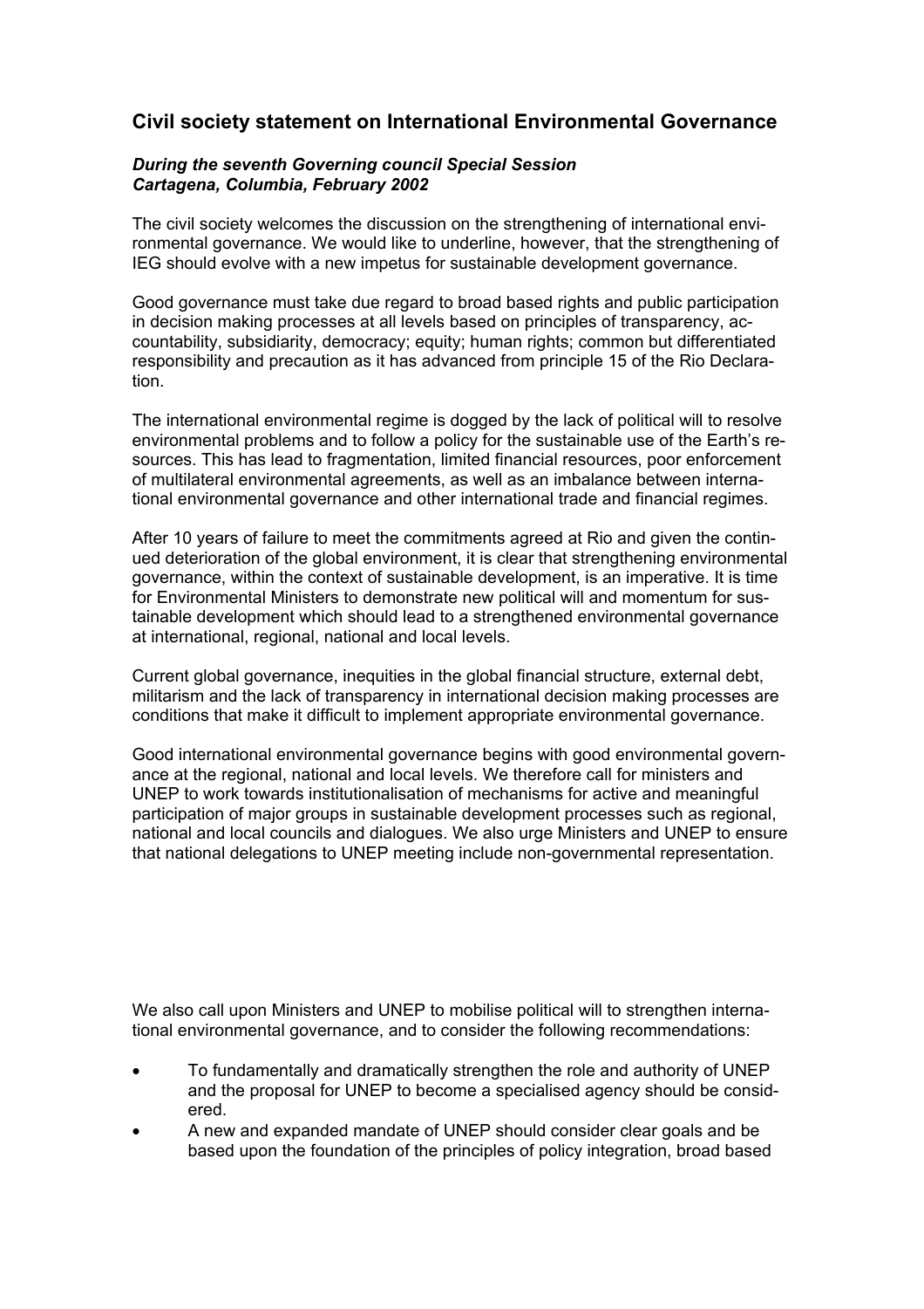## Civil society statement on International Environmental Governance

***During the seventh Governing council Special Session***
***Cartagena, Columbia, February 2002***

The civil society welcomes the discussion on the strengthening of international environmental governance. We would like to underline, however, that the strengthening of IEG should evolve with a new impetus for sustainable development governance.

Good governance must take due regard to broad based rights and public participation in decision making processes at all levels based on principles of transparency, accountability, subsidiarity, democracy; equity; human rights; common but differentiated responsibility and precaution as it has advanced from principle 15 of the Rio Declaration.

The international environmental regime is dogged by the lack of political will to resolve environmental problems and to follow a policy for the sustainable use of the Earth's resources. This has lead to fragmentation, limited financial resources, poor enforcement of multilateral environmental agreements, as well as an imbalance between international environmental governance and other international trade and financial regimes.

After 10 years of failure to meet the commitments agreed at Rio and given the continued deterioration of the global environment, it is clear that strengthening environmental governance, within the context of sustainable development, is an imperative. It is time for Environmental Ministers to demonstrate new political will and momentum for sustainable development which should lead to a strengthened environmental governance at international, regional, national and local levels.

Current global governance, inequities in the global financial structure, external debt, militarism and the lack of transparency in international decision making processes are conditions that make it difficult to implement appropriate environmental governance.

Good international environmental governance begins with good environmental governance at the regional, national and local levels. We therefore call for ministers and UNEP to work towards institutionalisation of mechanisms for active and meaningful participation of major groups in sustainable development processes such as regional, national and local councils and dialogues. We also urge Ministers and UNEP to ensure that national delegations to UNEP meeting include non-governmental representation.

We also call upon Ministers and UNEP to mobilise political will to strengthen international environmental governance, and to consider the following recommendations:

- To fundamentally and dramatically strengthen the role and authority of UNEP and the proposal for UNEP to become a specialised agency should be considered.
- A new and expanded mandate of UNEP should consider clear goals and be based upon the foundation of the principles of policy integration, broad based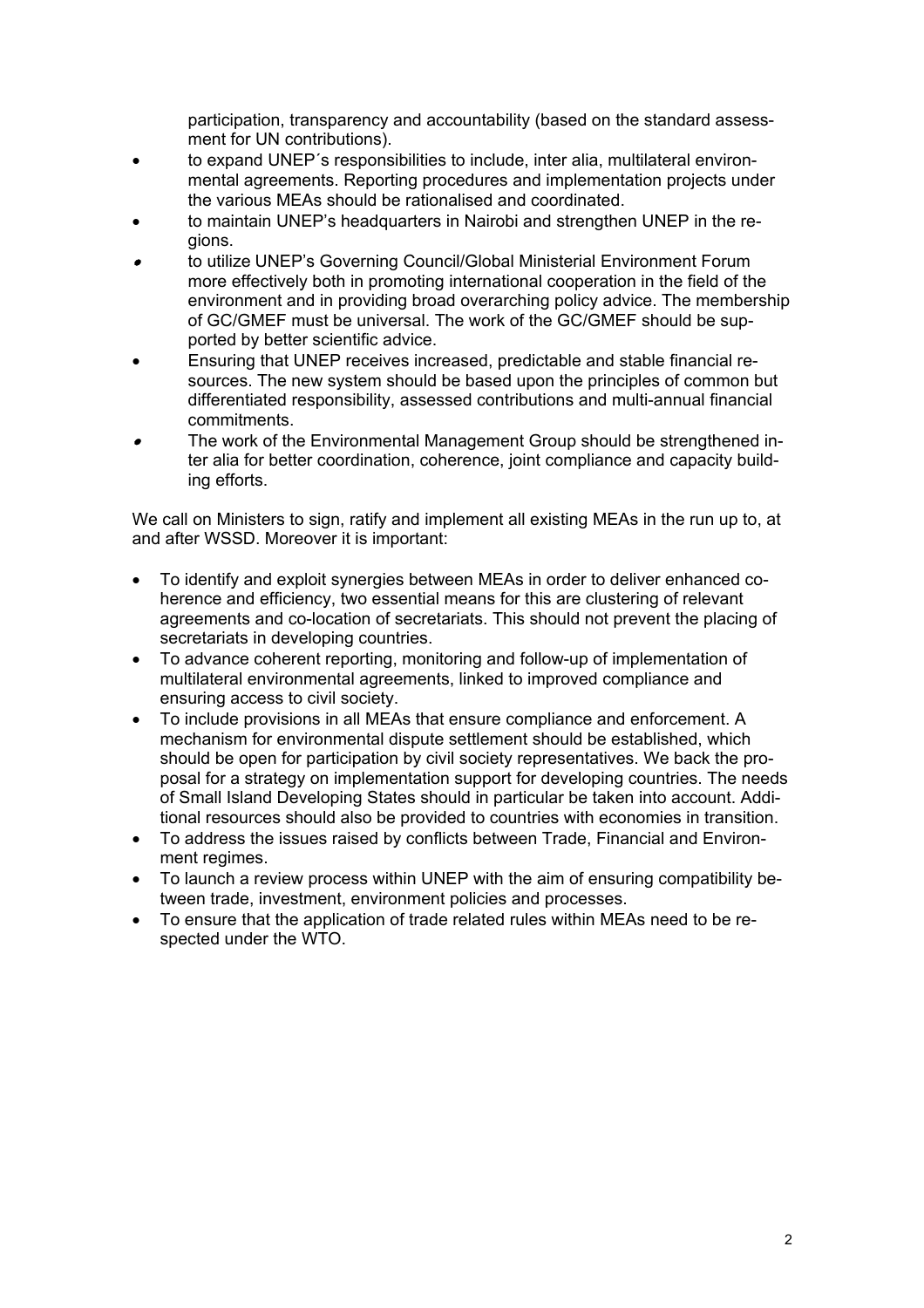participation, transparency and accountability (based on the standard assessment for UN contributions).

- to expand UNEP´s responsibilities to include, inter alia, multilateral environmental agreements. Reporting procedures and implementation projects under the various MEAs should be rationalised and coordinated.
- to maintain UNEP's headquarters in Nairobi and strengthen UNEP in the regions.
- to utilize UNEP's Governing Council/Global Ministerial Environment Forum more effectively both in promoting international cooperation in the field of the environment and in providing broad overarching policy advice. The membership of GC/GMEF must be universal. The work of the GC/GMEF should be supported by better scientific advice.
- Ensuring that UNEP receives increased, predictable and stable financial resources. The new system should be based upon the principles of common but differentiated responsibility, assessed contributions and multi-annual financial commitments.
- The work of the Environmental Management Group should be strengthened inter alia for better coordination, coherence, joint compliance and capacity building efforts.

We call on Ministers to sign, ratify and implement all existing MEAs in the run up to, at and after WSSD. Moreover it is important:

- To identify and exploit synergies between MEAs in order to deliver enhanced coherence and efficiency, two essential means for this are clustering of relevant agreements and co-location of secretariats. This should not prevent the placing of secretariats in developing countries.
- To advance coherent reporting, monitoring and follow-up of implementation of multilateral environmental agreements, linked to improved compliance and ensuring access to civil society.
- To include provisions in all MEAs that ensure compliance and enforcement. A mechanism for environmental dispute settlement should be established, which should be open for participation by civil society representatives. We back the proposal for a strategy on implementation support for developing countries. The needs of Small Island Developing States should in particular be taken into account. Additional resources should also be provided to countries with economies in transition.
- To address the issues raised by conflicts between Trade, Financial and Environment regimes.
- To launch a review process within UNEP with the aim of ensuring compatibility between trade, investment, environment policies and processes.
- To ensure that the application of trade related rules within MEAs need to be respected under the WTO.